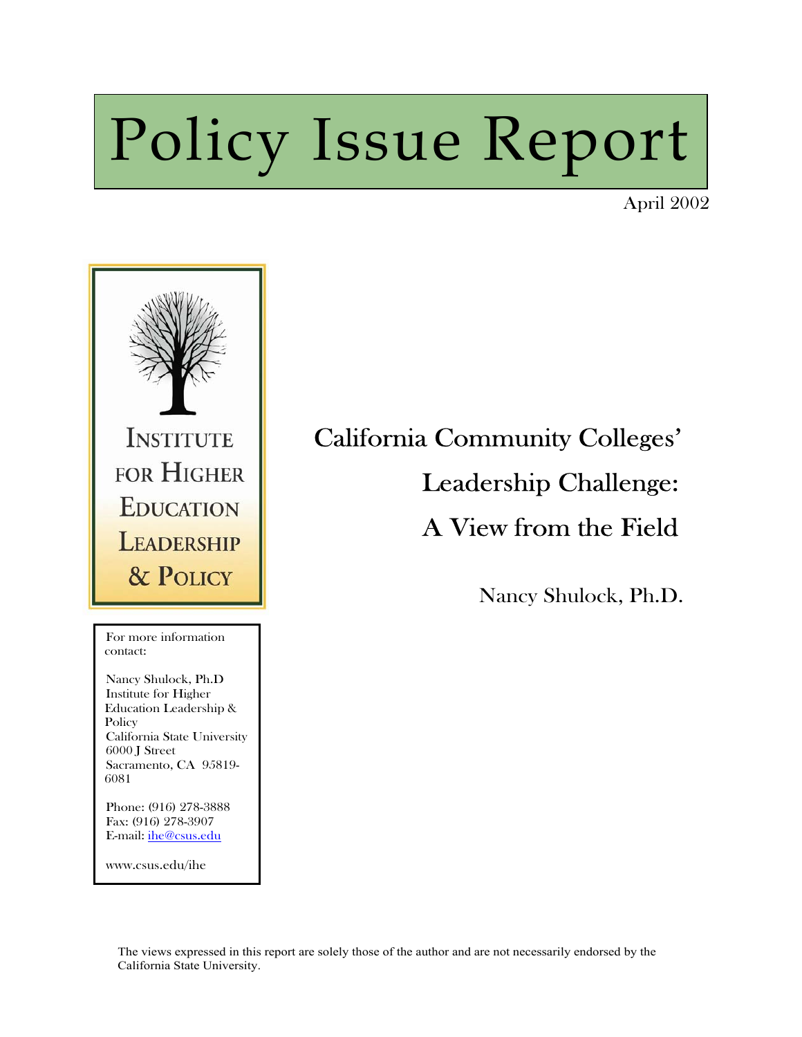# Policy Issue Report

April 2002

INSTITUTE FOR HIGHER EDUCATION LEADERSHIP & POLICY

## California Community Colleges' Leadership Challenge: A View from the Field

Nancy Shulock, Ph.D.

For more information contact:

Nancy Shulock, Ph.D
Institute for Higher Education Leadership & Policy
California State University
6000 J Street
Sacramento, CA 95819-6081

Phone: (916) 278-3888
Fax: (916) 278-3907
E-mail: ihe@csus.edu

www.csus.edu/ihe

The views expressed in this report are solely those of the author and are not necessarily endorsed by the California State University.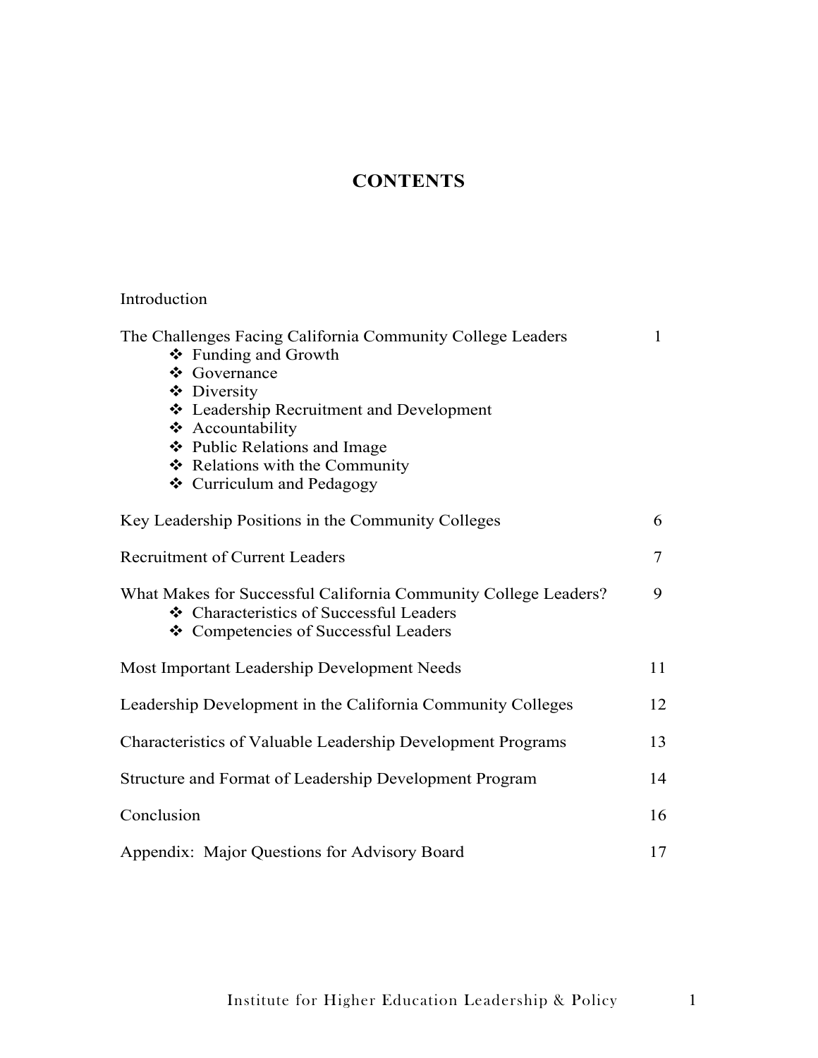# CONTENTS

| | |
|---|---|
| Introduction | |
| The Challenges Facing California Community College Leaders | 1 |
| ❖ Funding and Growth | |
| ❖ Governance | |
| ❖ Diversity | |
| ❖ Leadership Recruitment and Development | |
| ❖ Accountability | |
| ❖ Public Relations and Image | |
| ❖ Relations with the Community | |
| ❖ Curriculum and Pedagogy | |
| Key Leadership Positions in the Community Colleges | 6 |
| Recruitment of Current Leaders | 7 |
| What Makes for Successful California Community College Leaders? | 9 |
| ❖ Characteristics of Successful Leaders | |
| ❖ Competencies of Successful Leaders | |
| Most Important Leadership Development Needs | 11 |
| Leadership Development in the California Community Colleges | 12 |
| Characteristics of Valuable Leadership Development Programs | 13 |
| Structure and Format of Leadership Development Program | 14 |
| Conclusion | 16 |
| Appendix: Major Questions for Advisory Board | 17 |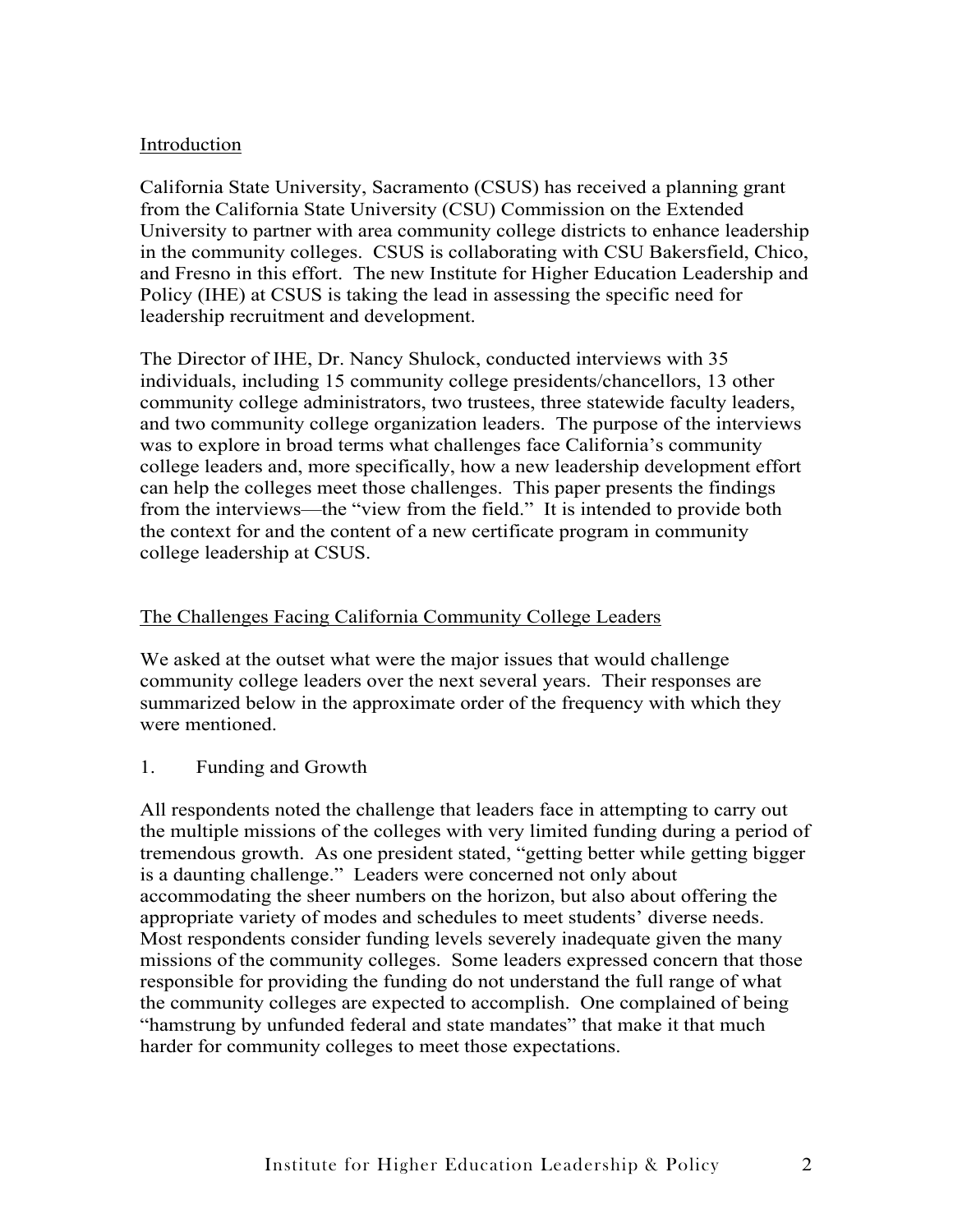## Introduction

California State University, Sacramento (CSUS) has received a planning grant from the California State University (CSU) Commission on the Extended University to partner with area community college districts to enhance leadership in the community colleges. CSUS is collaborating with CSU Bakersfield, Chico, and Fresno in this effort. The new Institute for Higher Education Leadership and Policy (IHE) at CSUS is taking the lead in assessing the specific need for leadership recruitment and development.

The Director of IHE, Dr. Nancy Shulock, conducted interviews with 35 individuals, including 15 community college presidents/chancellors, 13 other community college administrators, two trustees, three statewide faculty leaders, and two community college organization leaders. The purpose of the interviews was to explore in broad terms what challenges face California's community college leaders and, more specifically, how a new leadership development effort can help the colleges meet those challenges. This paper presents the findings from the interviews—the "view from the field." It is intended to provide both the context for and the content of a new certificate program in community college leadership at CSUS.

## The Challenges Facing California Community College Leaders

We asked at the outset what were the major issues that would challenge community college leaders over the next several years. Their responses are summarized below in the approximate order of the frequency with which they were mentioned.

### 1. Funding and Growth

All respondents noted the challenge that leaders face in attempting to carry out the multiple missions of the colleges with very limited funding during a period of tremendous growth. As one president stated, "getting better while getting bigger is a daunting challenge." Leaders were concerned not only about accommodating the sheer numbers on the horizon, but also about offering the appropriate variety of modes and schedules to meet students' diverse needs. Most respondents consider funding levels severely inadequate given the many missions of the community colleges. Some leaders expressed concern that those responsible for providing the funding do not understand the full range of what the community colleges are expected to accomplish. One complained of being "hamstrung by unfunded federal and state mandates" that make it that much harder for community colleges to meet those expectations.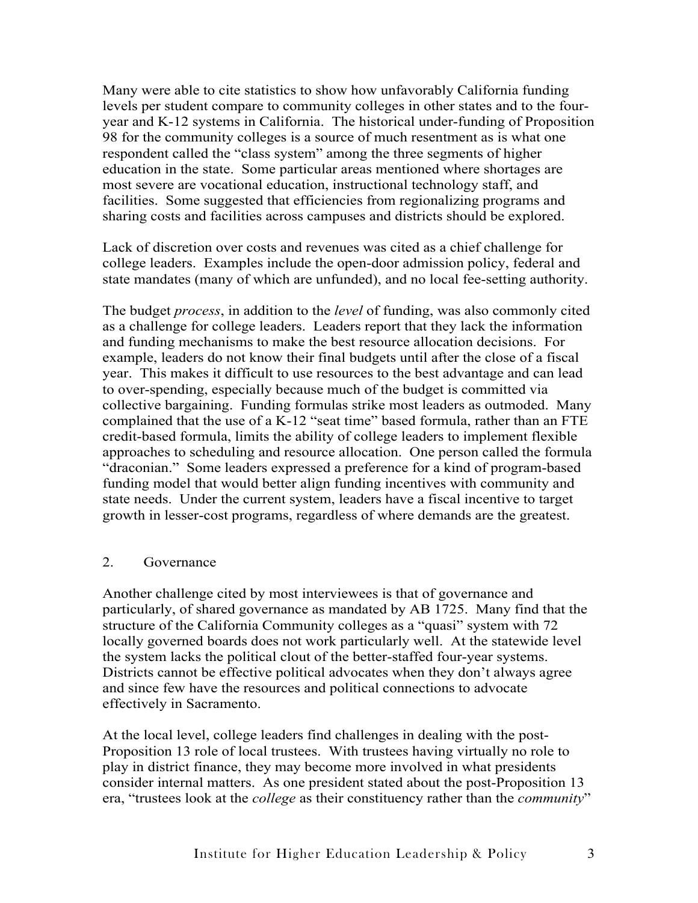Many were able to cite statistics to show how unfavorably California funding levels per student compare to community colleges in other states and to the four-year and K-12 systems in California. The historical under-funding of Proposition 98 for the community colleges is a source of much resentment as is what one respondent called the "class system" among the three segments of higher education in the state. Some particular areas mentioned where shortages are most severe are vocational education, instructional technology staff, and facilities. Some suggested that efficiencies from regionalizing programs and sharing costs and facilities across campuses and districts should be explored.

Lack of discretion over costs and revenues was cited as a chief challenge for college leaders. Examples include the open-door admission policy, federal and state mandates (many of which are unfunded), and no local fee-setting authority.

The budget *process*, in addition to the *level* of funding, was also commonly cited as a challenge for college leaders. Leaders report that they lack the information and funding mechanisms to make the best resource allocation decisions. For example, leaders do not know their final budgets until after the close of a fiscal year. This makes it difficult to use resources to the best advantage and can lead to over-spending, especially because much of the budget is committed via collective bargaining. Funding formulas strike most leaders as outmoded. Many complained that the use of a K-12 "seat time" based formula, rather than an FTE credit-based formula, limits the ability of college leaders to implement flexible approaches to scheduling and resource allocation. One person called the formula "draconian." Some leaders expressed a preference for a kind of program-based funding model that would better align funding incentives with community and state needs. Under the current system, leaders have a fiscal incentive to target growth in lesser-cost programs, regardless of where demands are the greatest.

## 2. Governance

Another challenge cited by most interviewees is that of governance and particularly, of shared governance as mandated by AB 1725. Many find that the structure of the California Community colleges as a "quasi" system with 72 locally governed boards does not work particularly well. At the statewide level the system lacks the political clout of the better-staffed four-year systems. Districts cannot be effective political advocates when they don't always agree and since few have the resources and political connections to advocate effectively in Sacramento.

At the local level, college leaders find challenges in dealing with the post-Proposition 13 role of local trustees. With trustees having virtually no role to play in district finance, they may become more involved in what presidents consider internal matters. As one president stated about the post-Proposition 13 era, "trustees look at the *college* as their constituency rather than the *community*"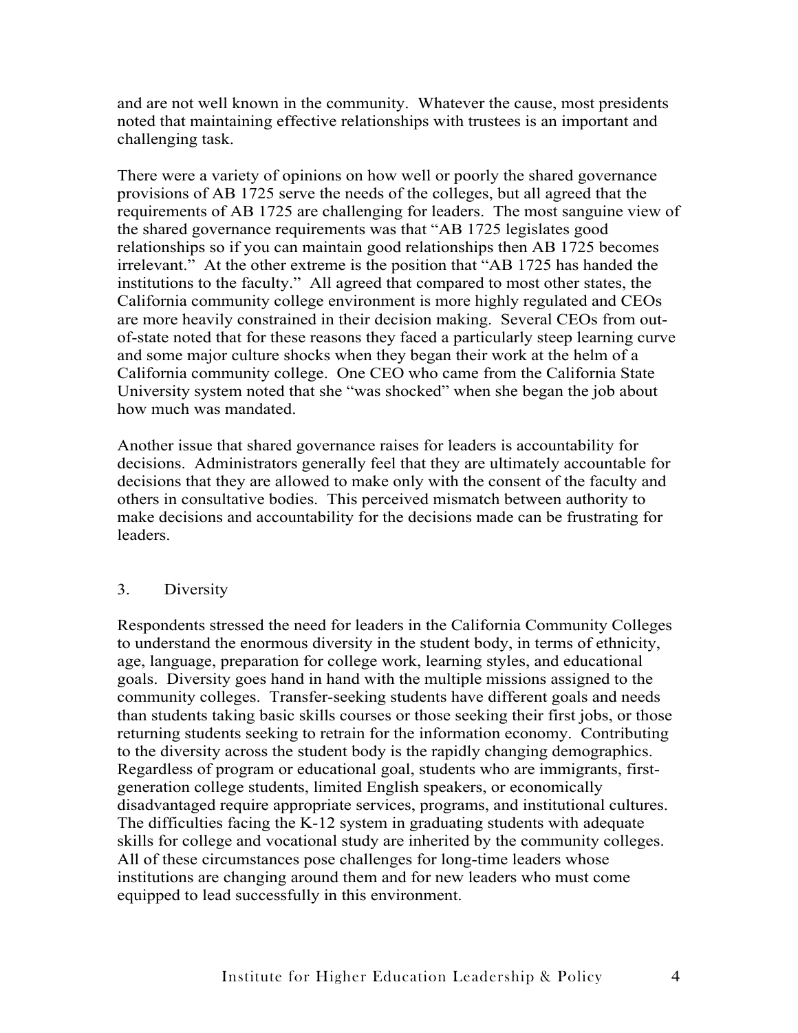and are not well known in the community. Whatever the cause, most presidents noted that maintaining effective relationships with trustees is an important and challenging task.

There were a variety of opinions on how well or poorly the shared governance provisions of AB 1725 serve the needs of the colleges, but all agreed that the requirements of AB 1725 are challenging for leaders. The most sanguine view of the shared governance requirements was that "AB 1725 legislates good relationships so if you can maintain good relationships then AB 1725 becomes irrelevant." At the other extreme is the position that "AB 1725 has handed the institutions to the faculty." All agreed that compared to most other states, the California community college environment is more highly regulated and CEOs are more heavily constrained in their decision making. Several CEOs from out-of-state noted that for these reasons they faced a particularly steep learning curve and some major culture shocks when they began their work at the helm of a California community college. One CEO who came from the California State University system noted that she "was shocked" when she began the job about how much was mandated.

Another issue that shared governance raises for leaders is accountability for decisions. Administrators generally feel that they are ultimately accountable for decisions that they are allowed to make only with the consent of the faculty and others in consultative bodies. This perceived mismatch between authority to make decisions and accountability for the decisions made can be frustrating for leaders.

### 3. Diversity

Respondents stressed the need for leaders in the California Community Colleges to understand the enormous diversity in the student body, in terms of ethnicity, age, language, preparation for college work, learning styles, and educational goals. Diversity goes hand in hand with the multiple missions assigned to the community colleges. Transfer-seeking students have different goals and needs than students taking basic skills courses or those seeking their first jobs, or those returning students seeking to retrain for the information economy. Contributing to the diversity across the student body is the rapidly changing demographics. Regardless of program or educational goal, students who are immigrants, first-generation college students, limited English speakers, or economically disadvantaged require appropriate services, programs, and institutional cultures. The difficulties facing the K-12 system in graduating students with adequate skills for college and vocational study are inherited by the community colleges. All of these circumstances pose challenges for long-time leaders whose institutions are changing around them and for new leaders who must come equipped to lead successfully in this environment.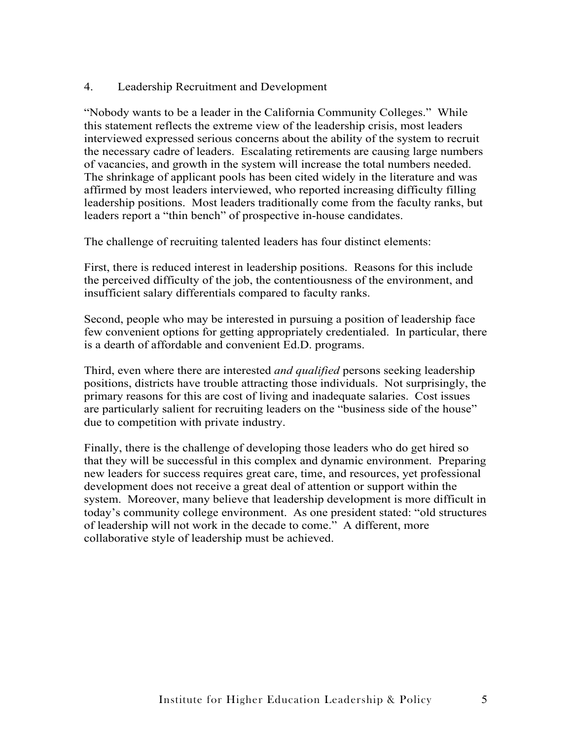## 4. Leadership Recruitment and Development

"Nobody wants to be a leader in the California Community Colleges." While this statement reflects the extreme view of the leadership crisis, most leaders interviewed expressed serious concerns about the ability of the system to recruit the necessary cadre of leaders. Escalating retirements are causing large numbers of vacancies, and growth in the system will increase the total numbers needed. The shrinkage of applicant pools has been cited widely in the literature and was affirmed by most leaders interviewed, who reported increasing difficulty filling leadership positions. Most leaders traditionally come from the faculty ranks, but leaders report a "thin bench" of prospective in-house candidates.

The challenge of recruiting talented leaders has four distinct elements:

First, there is reduced interest in leadership positions. Reasons for this include the perceived difficulty of the job, the contentiousness of the environment, and insufficient salary differentials compared to faculty ranks.

Second, people who may be interested in pursuing a position of leadership face few convenient options for getting appropriately credentialed. In particular, there is a dearth of affordable and convenient Ed.D. programs.

Third, even where there are interested *and qualified* persons seeking leadership positions, districts have trouble attracting those individuals. Not surprisingly, the primary reasons for this are cost of living and inadequate salaries. Cost issues are particularly salient for recruiting leaders on the "business side of the house" due to competition with private industry.

Finally, there is the challenge of developing those leaders who do get hired so that they will be successful in this complex and dynamic environment. Preparing new leaders for success requires great care, time, and resources, yet professional development does not receive a great deal of attention or support within the system. Moreover, many believe that leadership development is more difficult in today's community college environment. As one president stated: "old structures of leadership will not work in the decade to come." A different, more collaborative style of leadership must be achieved.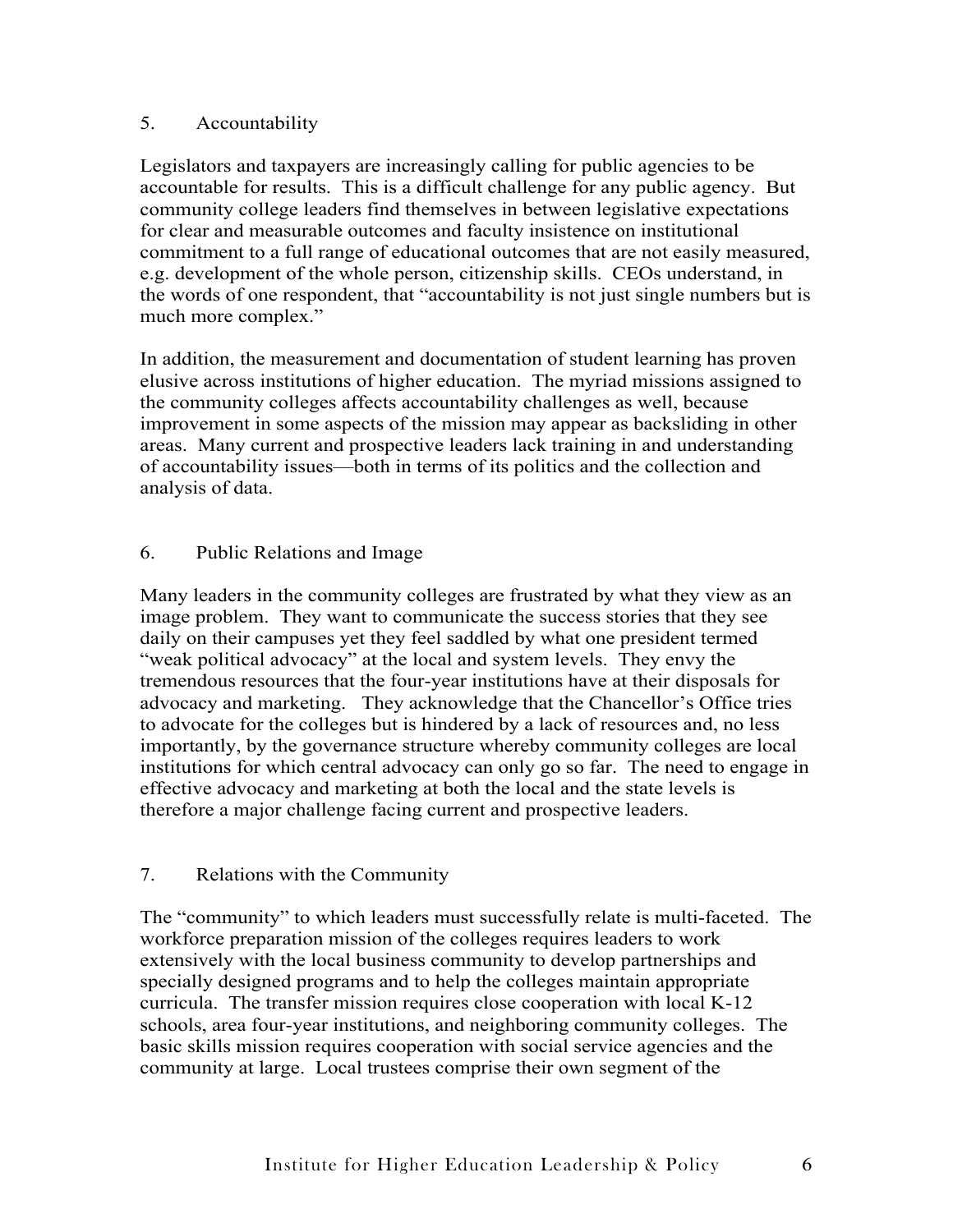### 5. Accountability

Legislators and taxpayers are increasingly calling for public agencies to be accountable for results. This is a difficult challenge for any public agency. But community college leaders find themselves in between legislative expectations for clear and measurable outcomes and faculty insistence on institutional commitment to a full range of educational outcomes that are not easily measured, e.g. development of the whole person, citizenship skills. CEOs understand, in the words of one respondent, that "accountability is not just single numbers but is much more complex."

In addition, the measurement and documentation of student learning has proven elusive across institutions of higher education. The myriad missions assigned to the community colleges affects accountability challenges as well, because improvement in some aspects of the mission may appear as backsliding in other areas. Many current and prospective leaders lack training in and understanding of accountability issues—both in terms of its politics and the collection and analysis of data.

### 6. Public Relations and Image

Many leaders in the community colleges are frustrated by what they view as an image problem. They want to communicate the success stories that they see daily on their campuses yet they feel saddled by what one president termed "weak political advocacy" at the local and system levels. They envy the tremendous resources that the four-year institutions have at their disposals for advocacy and marketing. They acknowledge that the Chancellor's Office tries to advocate for the colleges but is hindered by a lack of resources and, no less importantly, by the governance structure whereby community colleges are local institutions for which central advocacy can only go so far. The need to engage in effective advocacy and marketing at both the local and the state levels is therefore a major challenge facing current and prospective leaders.

### 7. Relations with the Community

The "community" to which leaders must successfully relate is multi-faceted. The workforce preparation mission of the colleges requires leaders to work extensively with the local business community to develop partnerships and specially designed programs and to help the colleges maintain appropriate curricula. The transfer mission requires close cooperation with local K-12 schools, area four-year institutions, and neighboring community colleges. The basic skills mission requires cooperation with social service agencies and the community at large. Local trustees comprise their own segment of the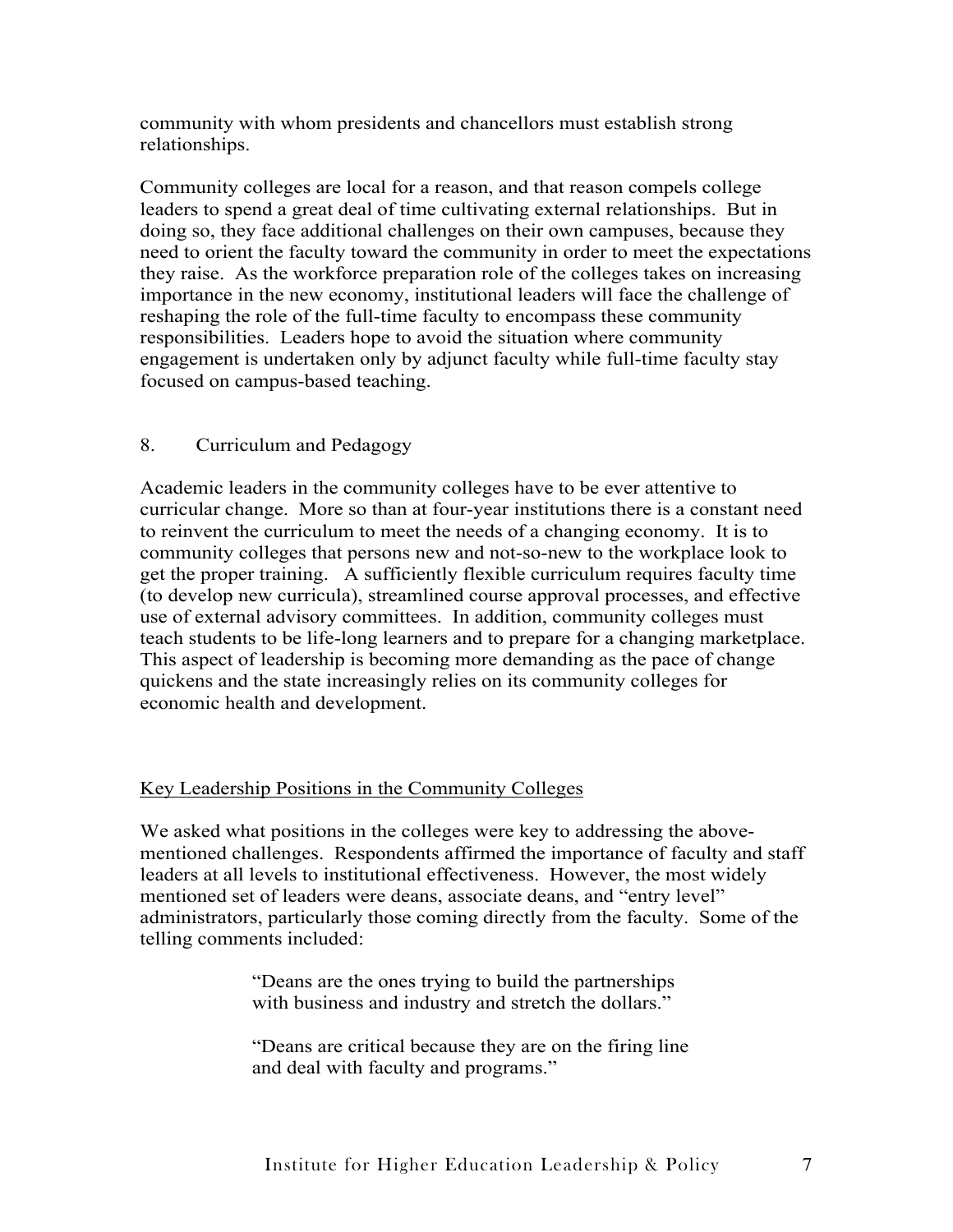community with whom presidents and chancellors must establish strong relationships.

Community colleges are local for a reason, and that reason compels college leaders to spend a great deal of time cultivating external relationships. But in doing so, they face additional challenges on their own campuses, because they need to orient the faculty toward the community in order to meet the expectations they raise. As the workforce preparation role of the colleges takes on increasing importance in the new economy, institutional leaders will face the challenge of reshaping the role of the full-time faculty to encompass these community responsibilities. Leaders hope to avoid the situation where community engagement is undertaken only by adjunct faculty while full-time faculty stay focused on campus-based teaching.

8. Curriculum and Pedagogy

Academic leaders in the community colleges have to be ever attentive to curricular change. More so than at four-year institutions there is a constant need to reinvent the curriculum to meet the needs of a changing economy. It is to community colleges that persons new and not-so-new to the workplace look to get the proper training. A sufficiently flexible curriculum requires faculty time (to develop new curricula), streamlined course approval processes, and effective use of external advisory committees. In addition, community colleges must teach students to be life-long learners and to prepare for a changing marketplace. This aspect of leadership is becoming more demanding as the pace of change quickens and the state increasingly relies on its community colleges for economic health and development.

<u>Key Leadership Positions in the Community Colleges</u>

We asked what positions in the colleges were key to addressing the above-mentioned challenges. Respondents affirmed the importance of faculty and staff leaders at all levels to institutional effectiveness. However, the most widely mentioned set of leaders were deans, associate deans, and "entry level" administrators, particularly those coming directly from the faculty. Some of the telling comments included:

> "Deans are the ones trying to build the partnerships with business and industry and stretch the dollars."
>
> "Deans are critical because they are on the firing line and deal with faculty and programs."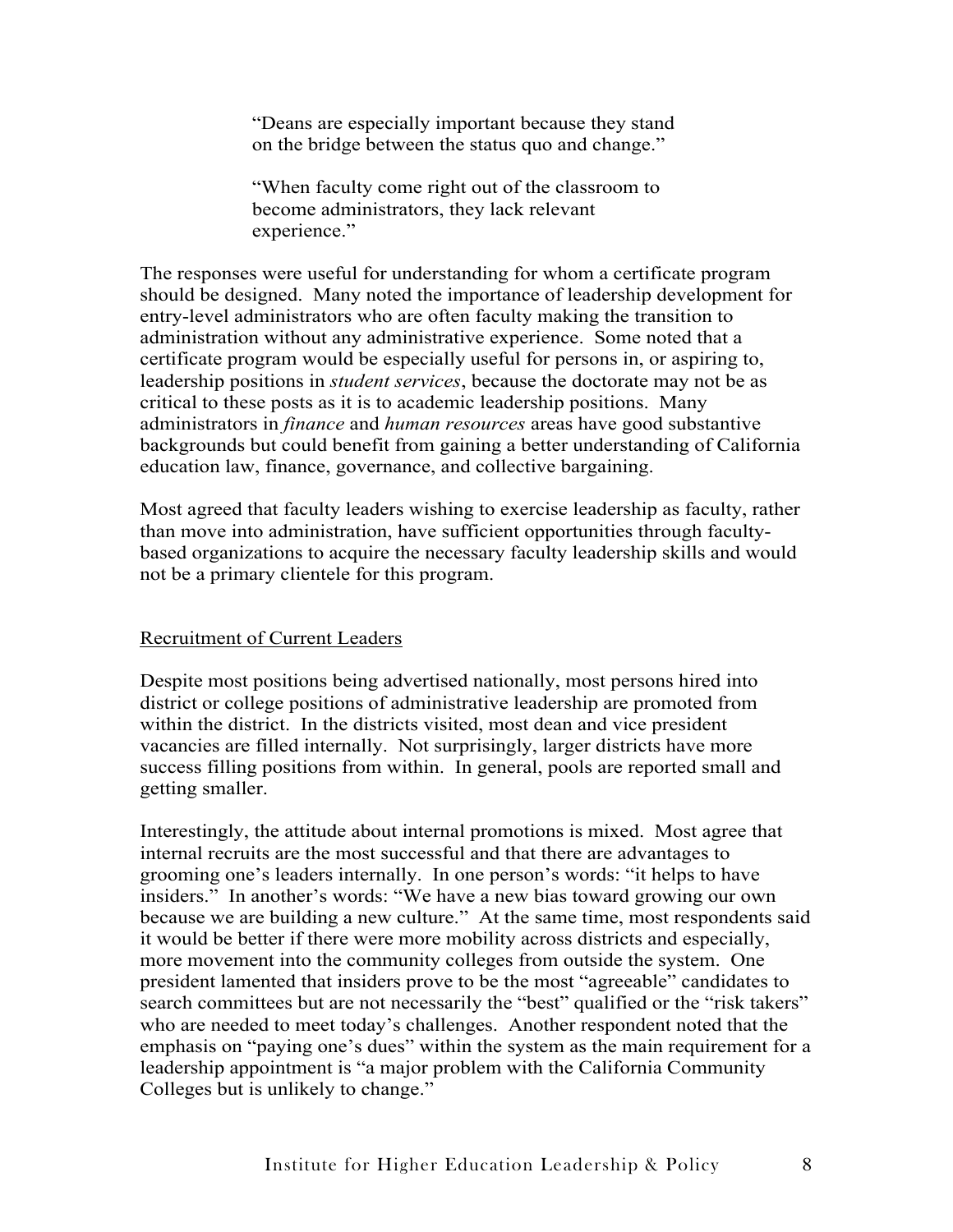> "Deans are especially important because they stand on the bridge between the status quo and change."
>
> "When faculty come right out of the classroom to become administrators, they lack relevant experience."

The responses were useful for understanding for whom a certificate program should be designed. Many noted the importance of leadership development for entry-level administrators who are often faculty making the transition to administration without any administrative experience. Some noted that a certificate program would be especially useful for persons in, or aspiring to, leadership positions in *student services*, because the doctorate may not be as critical to these posts as it is to academic leadership positions. Many administrators in *finance* and *human resources* areas have good substantive backgrounds but could benefit from gaining a better understanding of California education law, finance, governance, and collective bargaining.

Most agreed that faculty leaders wishing to exercise leadership as faculty, rather than move into administration, have sufficient opportunities through faculty-based organizations to acquire the necessary faculty leadership skills and would not be a primary clientele for this program.

## Recruitment of Current Leaders

Despite most positions being advertised nationally, most persons hired into district or college positions of administrative leadership are promoted from within the district. In the districts visited, most dean and vice president vacancies are filled internally. Not surprisingly, larger districts have more success filling positions from within. In general, pools are reported small and getting smaller.

Interestingly, the attitude about internal promotions is mixed. Most agree that internal recruits are the most successful and that there are advantages to grooming one's leaders internally. In one person's words: "it helps to have insiders." In another's words: "We have a new bias toward growing our own because we are building a new culture." At the same time, most respondents said it would be better if there were more mobility across districts and especially, more movement into the community colleges from outside the system. One president lamented that insiders prove to be the most "agreeable" candidates to search committees but are not necessarily the "best" qualified or the "risk takers" who are needed to meet today's challenges. Another respondent noted that the emphasis on "paying one's dues" within the system as the main requirement for a leadership appointment is "a major problem with the California Community Colleges but is unlikely to change."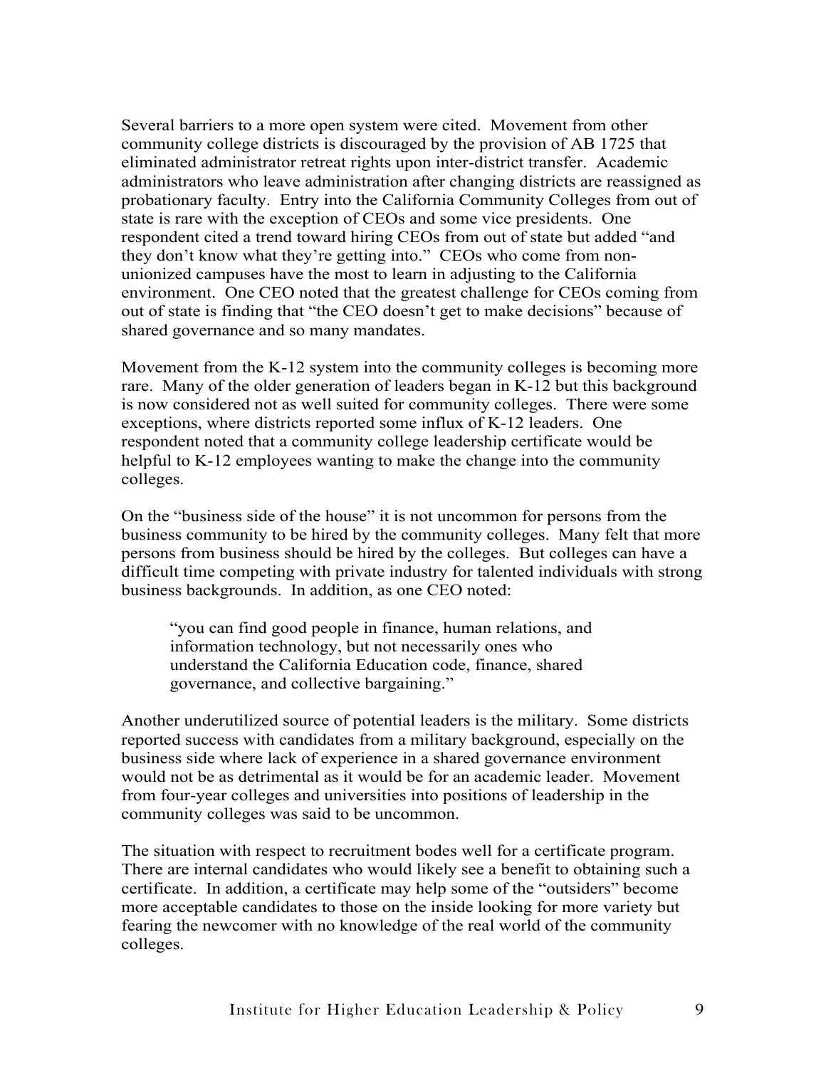Several barriers to a more open system were cited. Movement from other community college districts is discouraged by the provision of AB 1725 that eliminated administrator retreat rights upon inter-district transfer. Academic administrators who leave administration after changing districts are reassigned as probationary faculty. Entry into the California Community Colleges from out of state is rare with the exception of CEOs and some vice presidents. One respondent cited a trend toward hiring CEOs from out of state but added "and they don't know what they're getting into." CEOs who come from non-unionized campuses have the most to learn in adjusting to the California environment. One CEO noted that the greatest challenge for CEOs coming from out of state is finding that "the CEO doesn't get to make decisions" because of shared governance and so many mandates.

Movement from the K-12 system into the community colleges is becoming more rare. Many of the older generation of leaders began in K-12 but this background is now considered not as well suited for community colleges. There were some exceptions, where districts reported some influx of K-12 leaders. One respondent noted that a community college leadership certificate would be helpful to K-12 employees wanting to make the change into the community colleges.

On the "business side of the house" it is not uncommon for persons from the business community to be hired by the community colleges. Many felt that more persons from business should be hired by the colleges. But colleges can have a difficult time competing with private industry for talented individuals with strong business backgrounds. In addition, as one CEO noted:

> "you can find good people in finance, human relations, and information technology, but not necessarily ones who understand the California Education code, finance, shared governance, and collective bargaining."

Another underutilized source of potential leaders is the military. Some districts reported success with candidates from a military background, especially on the business side where lack of experience in a shared governance environment would not be as detrimental as it would be for an academic leader. Movement from four-year colleges and universities into positions of leadership in the community colleges was said to be uncommon.

The situation with respect to recruitment bodes well for a certificate program. There are internal candidates who would likely see a benefit to obtaining such a certificate. In addition, a certificate may help some of the "outsiders" become more acceptable candidates to those on the inside looking for more variety but fearing the newcomer with no knowledge of the real world of the community colleges.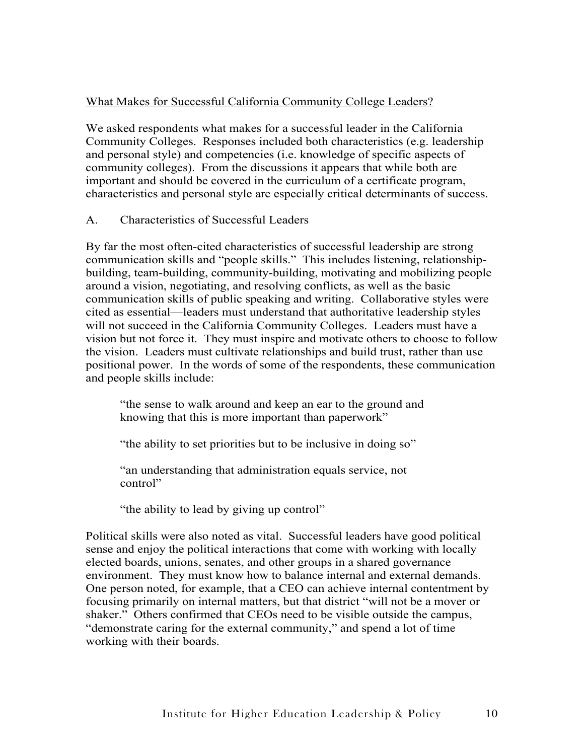What Makes for Successful California Community College Leaders?

We asked respondents what makes for a successful leader in the California Community Colleges. Responses included both characteristics (e.g. leadership and personal style) and competencies (i.e. knowledge of specific aspects of community colleges). From the discussions it appears that while both are important and should be covered in the curriculum of a certificate program, characteristics and personal style are especially critical determinants of success.

A. Characteristics of Successful Leaders

By far the most often-cited characteristics of successful leadership are strong communication skills and "people skills." This includes listening, relationship-building, team-building, community-building, motivating and mobilizing people around a vision, negotiating, and resolving conflicts, as well as the basic communication skills of public speaking and writing. Collaborative styles were cited as essential—leaders must understand that authoritative leadership styles will not succeed in the California Community Colleges. Leaders must have a vision but not force it. They must inspire and motivate others to choose to follow the vision. Leaders must cultivate relationships and build trust, rather than use positional power. In the words of some of the respondents, these communication and people skills include:

> "the sense to walk around and keep an ear to the ground and knowing that this is more important than paperwork"
>
> "the ability to set priorities but to be inclusive in doing so"
>
> "an understanding that administration equals service, not control"
>
> "the ability to lead by giving up control"

Political skills were also noted as vital. Successful leaders have good political sense and enjoy the political interactions that come with working with locally elected boards, unions, senates, and other groups in a shared governance environment. They must know how to balance internal and external demands. One person noted, for example, that a CEO can achieve internal contentment by focusing primarily on internal matters, but that district "will not be a mover or shaker." Others confirmed that CEOs need to be visible outside the campus, "demonstrate caring for the external community," and spend a lot of time working with their boards.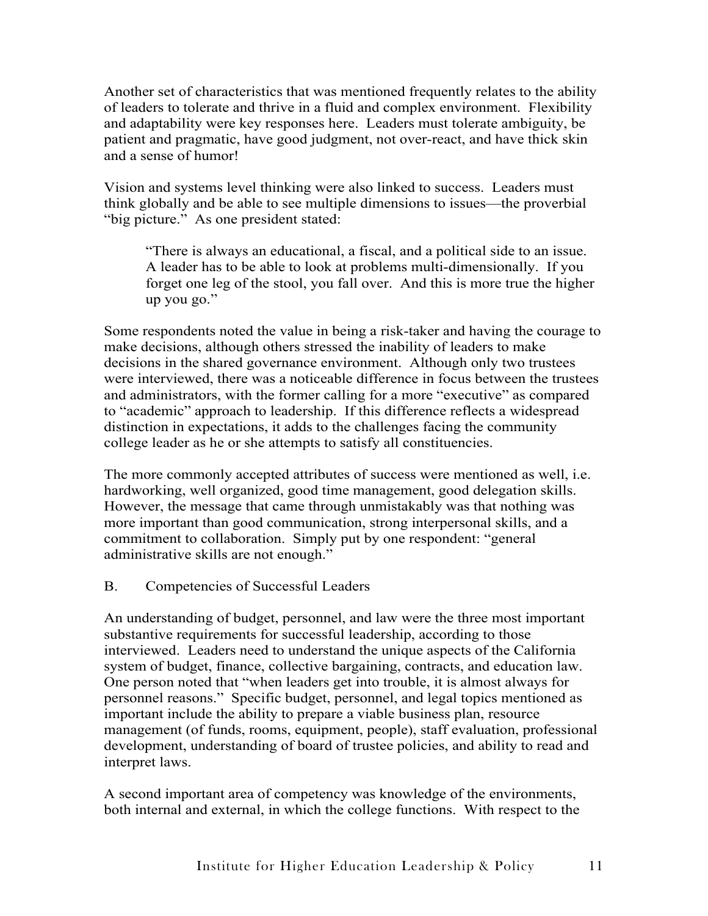Another set of characteristics that was mentioned frequently relates to the ability of leaders to tolerate and thrive in a fluid and complex environment. Flexibility and adaptability were key responses here. Leaders must tolerate ambiguity, be patient and pragmatic, have good judgment, not over-react, and have thick skin and a sense of humor!

Vision and systems level thinking were also linked to success. Leaders must think globally and be able to see multiple dimensions to issues—the proverbial "big picture." As one president stated:

> "There is always an educational, a fiscal, and a political side to an issue. A leader has to be able to look at problems multi-dimensionally. If you forget one leg of the stool, you fall over. And this is more true the higher up you go."

Some respondents noted the value in being a risk-taker and having the courage to make decisions, although others stressed the inability of leaders to make decisions in the shared governance environment. Although only two trustees were interviewed, there was a noticeable difference in focus between the trustees and administrators, with the former calling for a more "executive" as compared to "academic" approach to leadership. If this difference reflects a widespread distinction in expectations, it adds to the challenges facing the community college leader as he or she attempts to satisfy all constituencies.

The more commonly accepted attributes of success were mentioned as well, i.e. hardworking, well organized, good time management, good delegation skills. However, the message that came through unmistakably was that nothing was more important than good communication, strong interpersonal skills, and a commitment to collaboration. Simply put by one respondent: "general administrative skills are not enough."

### B. Competencies of Successful Leaders

An understanding of budget, personnel, and law were the three most important substantive requirements for successful leadership, according to those interviewed. Leaders need to understand the unique aspects of the California system of budget, finance, collective bargaining, contracts, and education law. One person noted that "when leaders get into trouble, it is almost always for personnel reasons." Specific budget, personnel, and legal topics mentioned as important include the ability to prepare a viable business plan, resource management (of funds, rooms, equipment, people), staff evaluation, professional development, understanding of board of trustee policies, and ability to read and interpret laws.

A second important area of competency was knowledge of the environments, both internal and external, in which the college functions. With respect to the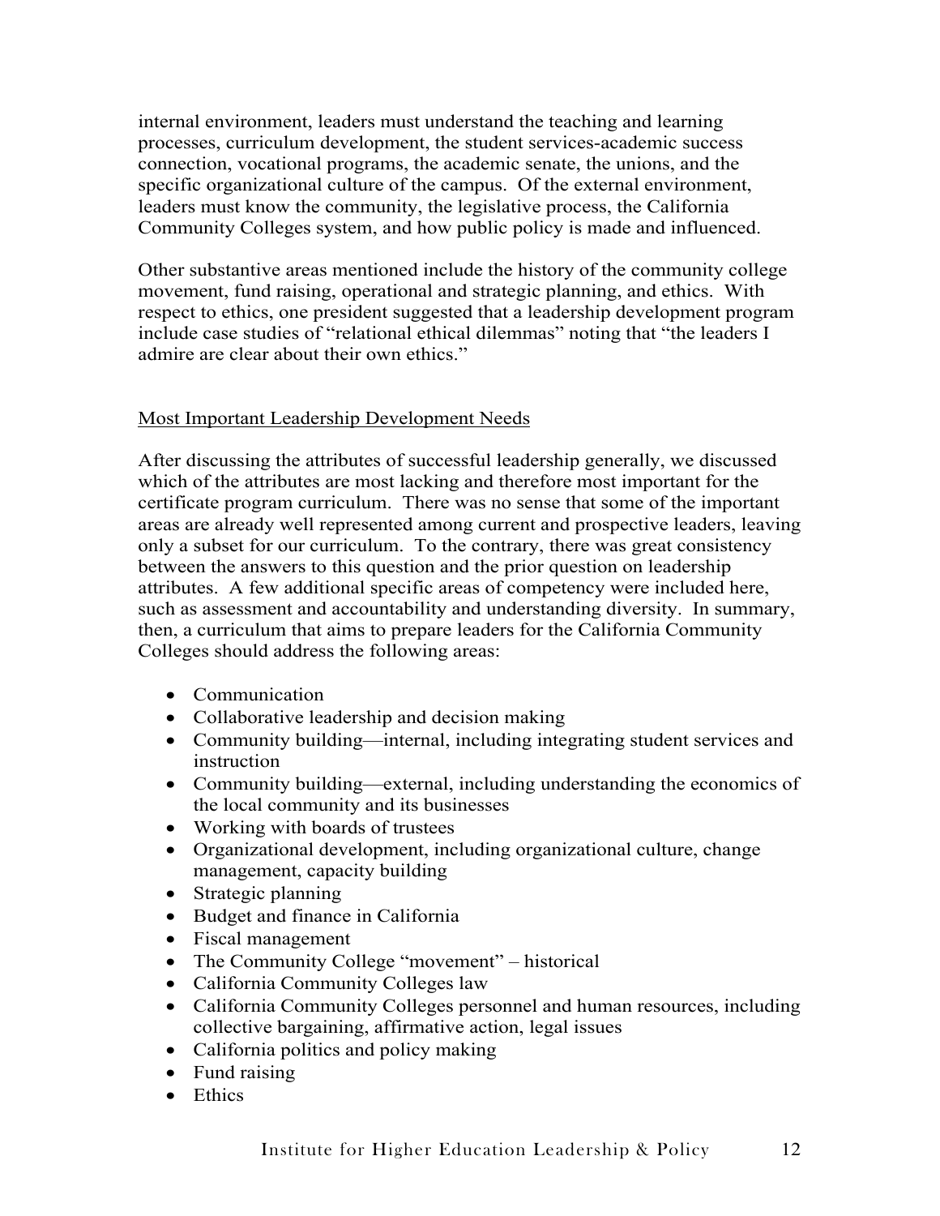internal environment, leaders must understand the teaching and learning processes, curriculum development, the student services-academic success connection, vocational programs, the academic senate, the unions, and the specific organizational culture of the campus. Of the external environment, leaders must know the community, the legislative process, the California Community Colleges system, and how public policy is made and influenced.

Other substantive areas mentioned include the history of the community college movement, fund raising, operational and strategic planning, and ethics. With respect to ethics, one president suggested that a leadership development program include case studies of "relational ethical dilemmas" noting that "the leaders I admire are clear about their own ethics."

## Most Important Leadership Development Needs

After discussing the attributes of successful leadership generally, we discussed which of the attributes are most lacking and therefore most important for the certificate program curriculum. There was no sense that some of the important areas are already well represented among current and prospective leaders, leaving only a subset for our curriculum. To the contrary, there was great consistency between the answers to this question and the prior question on leadership attributes. A few additional specific areas of competency were included here, such as assessment and accountability and understanding diversity. In summary, then, a curriculum that aims to prepare leaders for the California Community Colleges should address the following areas:

- Communication
- Collaborative leadership and decision making
- Community building—internal, including integrating student services and instruction
- Community building—external, including understanding the economics of the local community and its businesses
- Working with boards of trustees
- Organizational development, including organizational culture, change management, capacity building
- Strategic planning
- Budget and finance in California
- Fiscal management
- The Community College "movement" – historical
- California Community Colleges law
- California Community Colleges personnel and human resources, including collective bargaining, affirmative action, legal issues
- California politics and policy making
- Fund raising
- Ethics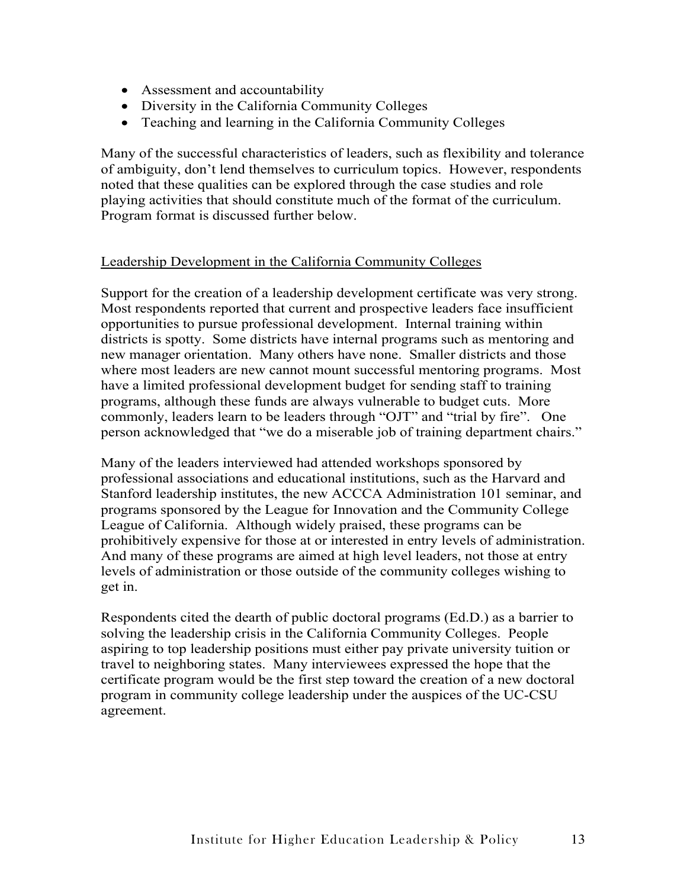- Assessment and accountability
- Diversity in the California Community Colleges
- Teaching and learning in the California Community Colleges

Many of the successful characteristics of leaders, such as flexibility and tolerance of ambiguity, don't lend themselves to curriculum topics. However, respondents noted that these qualities can be explored through the case studies and role playing activities that should constitute much of the format of the curriculum. Program format is discussed further below.

<u>Leadership Development in the California Community Colleges</u>

Support for the creation of a leadership development certificate was very strong. Most respondents reported that current and prospective leaders face insufficient opportunities to pursue professional development. Internal training within districts is spotty. Some districts have internal programs such as mentoring and new manager orientation. Many others have none. Smaller districts and those where most leaders are new cannot mount successful mentoring programs. Most have a limited professional development budget for sending staff to training programs, although these funds are always vulnerable to budget cuts. More commonly, leaders learn to be leaders through "OJT" and "trial by fire". One person acknowledged that "we do a miserable job of training department chairs."

Many of the leaders interviewed had attended workshops sponsored by professional associations and educational institutions, such as the Harvard and Stanford leadership institutes, the new ACCCA Administration 101 seminar, and programs sponsored by the League for Innovation and the Community College League of California. Although widely praised, these programs can be prohibitively expensive for those at or interested in entry levels of administration. And many of these programs are aimed at high level leaders, not those at entry levels of administration or those outside of the community colleges wishing to get in.

Respondents cited the dearth of public doctoral programs (Ed.D.) as a barrier to solving the leadership crisis in the California Community Colleges. People aspiring to top leadership positions must either pay private university tuition or travel to neighboring states. Many interviewees expressed the hope that the certificate program would be the first step toward the creation of a new doctoral program in community college leadership under the auspices of the UC-CSU agreement.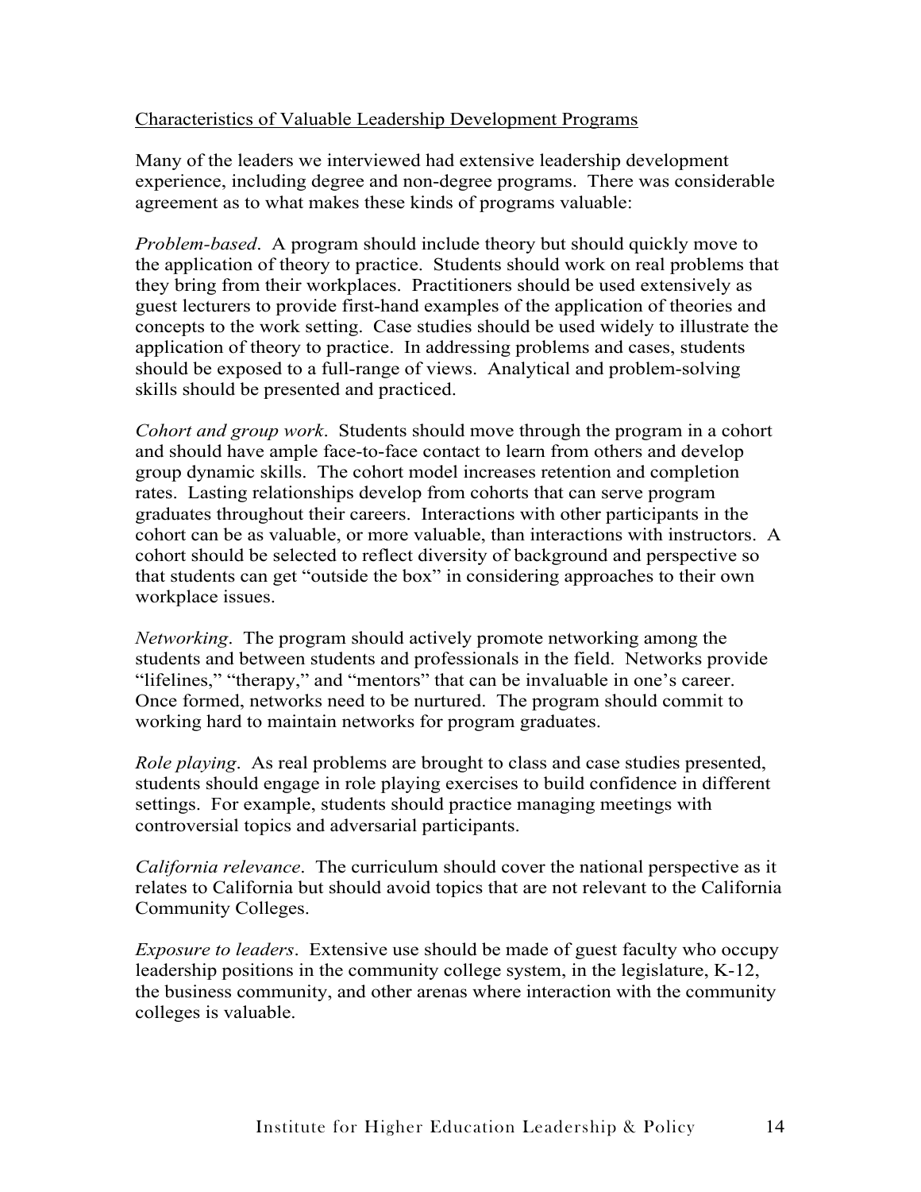Characteristics of Valuable Leadership Development Programs

Many of the leaders we interviewed had extensive leadership development experience, including degree and non-degree programs. There was considerable agreement as to what makes these kinds of programs valuable:

*Problem-based*. A program should include theory but should quickly move to the application of theory to practice. Students should work on real problems that they bring from their workplaces. Practitioners should be used extensively as guest lecturers to provide first-hand examples of the application of theories and concepts to the work setting. Case studies should be used widely to illustrate the application of theory to practice. In addressing problems and cases, students should be exposed to a full-range of views. Analytical and problem-solving skills should be presented and practiced.

*Cohort and group work*. Students should move through the program in a cohort and should have ample face-to-face contact to learn from others and develop group dynamic skills. The cohort model increases retention and completion rates. Lasting relationships develop from cohorts that can serve program graduates throughout their careers. Interactions with other participants in the cohort can be as valuable, or more valuable, than interactions with instructors. A cohort should be selected to reflect diversity of background and perspective so that students can get "outside the box" in considering approaches to their own workplace issues.

*Networking*. The program should actively promote networking among the students and between students and professionals in the field. Networks provide "lifelines," "therapy," and "mentors" that can be invaluable in one's career. Once formed, networks need to be nurtured. The program should commit to working hard to maintain networks for program graduates.

*Role playing*. As real problems are brought to class and case studies presented, students should engage in role playing exercises to build confidence in different settings. For example, students should practice managing meetings with controversial topics and adversarial participants.

*California relevance*. The curriculum should cover the national perspective as it relates to California but should avoid topics that are not relevant to the California Community Colleges.

*Exposure to leaders*. Extensive use should be made of guest faculty who occupy leadership positions in the community college system, in the legislature, K-12, the business community, and other arenas where interaction with the community colleges is valuable.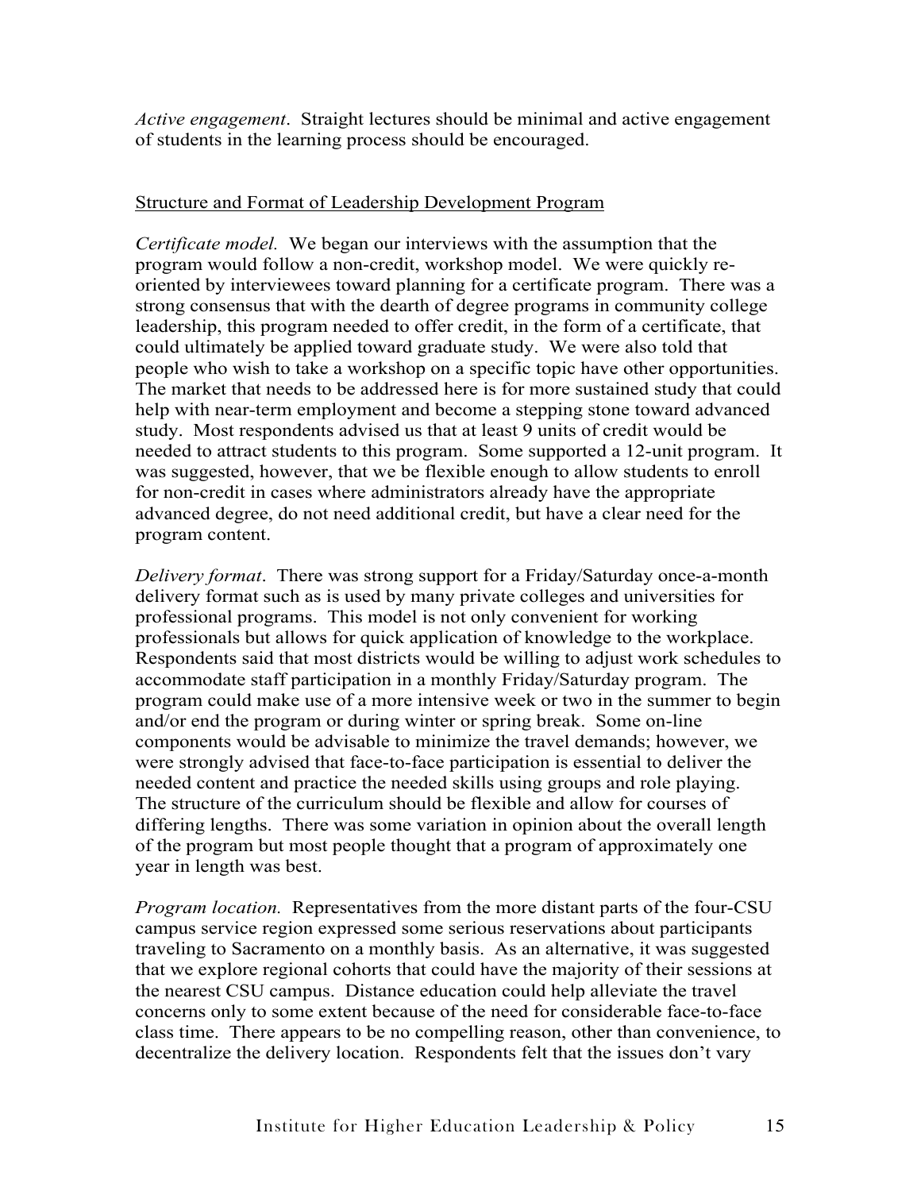*Active engagement*. Straight lectures should be minimal and active engagement of students in the learning process should be encouraged.

<u>Structure and Format of Leadership Development Program</u>

*Certificate model.* We began our interviews with the assumption that the program would follow a non-credit, workshop model. We were quickly re-oriented by interviewees toward planning for a certificate program. There was a strong consensus that with the dearth of degree programs in community college leadership, this program needed to offer credit, in the form of a certificate, that could ultimately be applied toward graduate study. We were also told that people who wish to take a workshop on a specific topic have other opportunities. The market that needs to be addressed here is for more sustained study that could help with near-term employment and become a stepping stone toward advanced study. Most respondents advised us that at least 9 units of credit would be needed to attract students to this program. Some supported a 12-unit program. It was suggested, however, that we be flexible enough to allow students to enroll for non-credit in cases where administrators already have the appropriate advanced degree, do not need additional credit, but have a clear need for the program content.

*Delivery format*. There was strong support for a Friday/Saturday once-a-month delivery format such as is used by many private colleges and universities for professional programs. This model is not only convenient for working professionals but allows for quick application of knowledge to the workplace. Respondents said that most districts would be willing to adjust work schedules to accommodate staff participation in a monthly Friday/Saturday program. The program could make use of a more intensive week or two in the summer to begin and/or end the program or during winter or spring break. Some on-line components would be advisable to minimize the travel demands; however, we were strongly advised that face-to-face participation is essential to deliver the needed content and practice the needed skills using groups and role playing. The structure of the curriculum should be flexible and allow for courses of differing lengths. There was some variation in opinion about the overall length of the program but most people thought that a program of approximately one year in length was best.

*Program location.* Representatives from the more distant parts of the four-CSU campus service region expressed some serious reservations about participants traveling to Sacramento on a monthly basis. As an alternative, it was suggested that we explore regional cohorts that could have the majority of their sessions at the nearest CSU campus. Distance education could help alleviate the travel concerns only to some extent because of the need for considerable face-to-face class time. There appears to be no compelling reason, other than convenience, to decentralize the delivery location. Respondents felt that the issues don't vary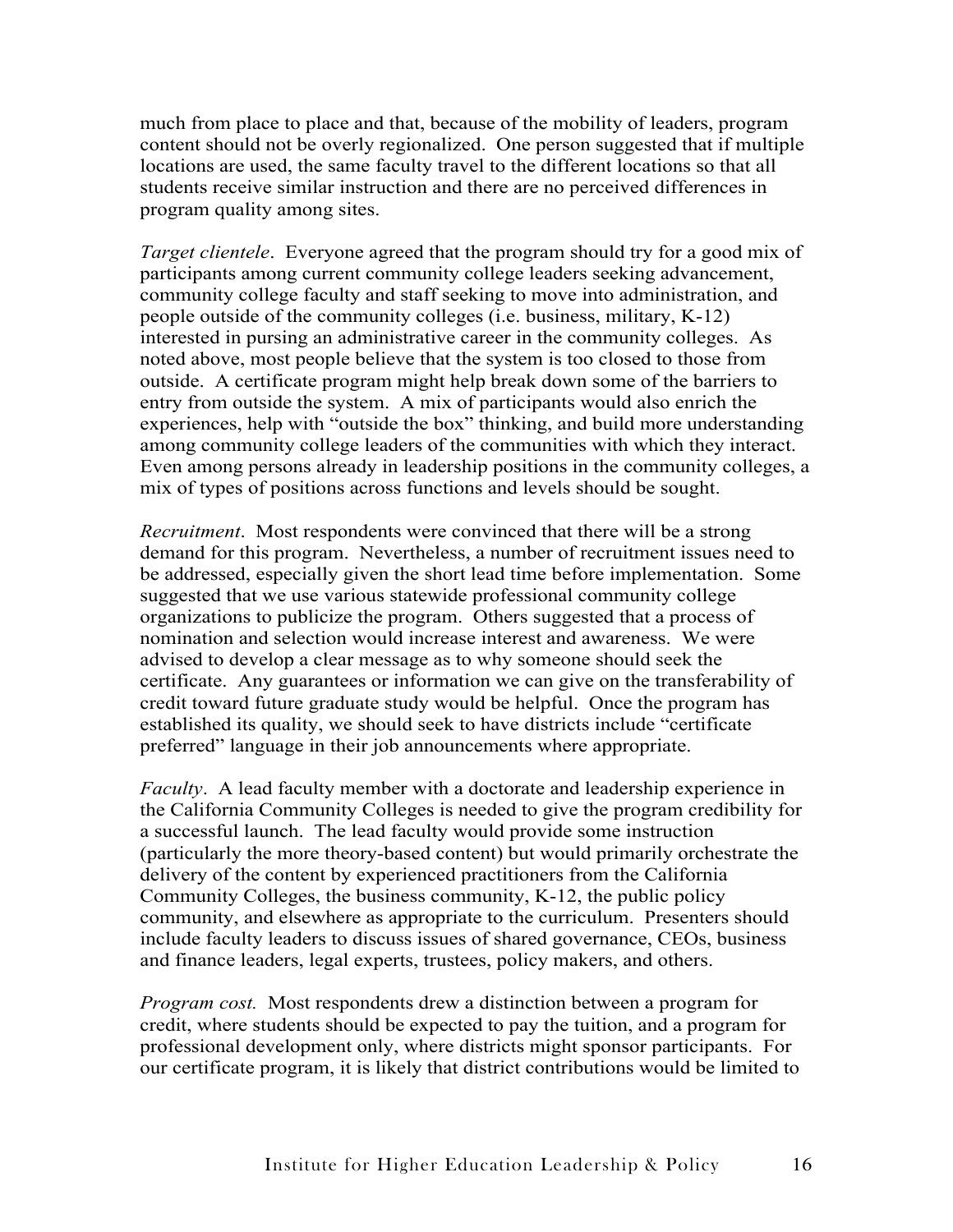much from place to place and that, because of the mobility of leaders, program content should not be overly regionalized. One person suggested that if multiple locations are used, the same faculty travel to the different locations so that all students receive similar instruction and there are no perceived differences in program quality among sites.

*Target clientele*. Everyone agreed that the program should try for a good mix of participants among current community college leaders seeking advancement, community college faculty and staff seeking to move into administration, and people outside of the community colleges (i.e. business, military, K-12) interested in pursing an administrative career in the community colleges. As noted above, most people believe that the system is too closed to those from outside. A certificate program might help break down some of the barriers to entry from outside the system. A mix of participants would also enrich the experiences, help with "outside the box" thinking, and build more understanding among community college leaders of the communities with which they interact. Even among persons already in leadership positions in the community colleges, a mix of types of positions across functions and levels should be sought.

*Recruitment*. Most respondents were convinced that there will be a strong demand for this program. Nevertheless, a number of recruitment issues need to be addressed, especially given the short lead time before implementation. Some suggested that we use various statewide professional community college organizations to publicize the program. Others suggested that a process of nomination and selection would increase interest and awareness. We were advised to develop a clear message as to why someone should seek the certificate. Any guarantees or information we can give on the transferability of credit toward future graduate study would be helpful. Once the program has established its quality, we should seek to have districts include "certificate preferred" language in their job announcements where appropriate.

*Faculty*. A lead faculty member with a doctorate and leadership experience in the California Community Colleges is needed to give the program credibility for a successful launch. The lead faculty would provide some instruction (particularly the more theory-based content) but would primarily orchestrate the delivery of the content by experienced practitioners from the California Community Colleges, the business community, K-12, the public policy community, and elsewhere as appropriate to the curriculum. Presenters should include faculty leaders to discuss issues of shared governance, CEOs, business and finance leaders, legal experts, trustees, policy makers, and others.

*Program cost.* Most respondents drew a distinction between a program for credit, where students should be expected to pay the tuition, and a program for professional development only, where districts might sponsor participants. For our certificate program, it is likely that district contributions would be limited to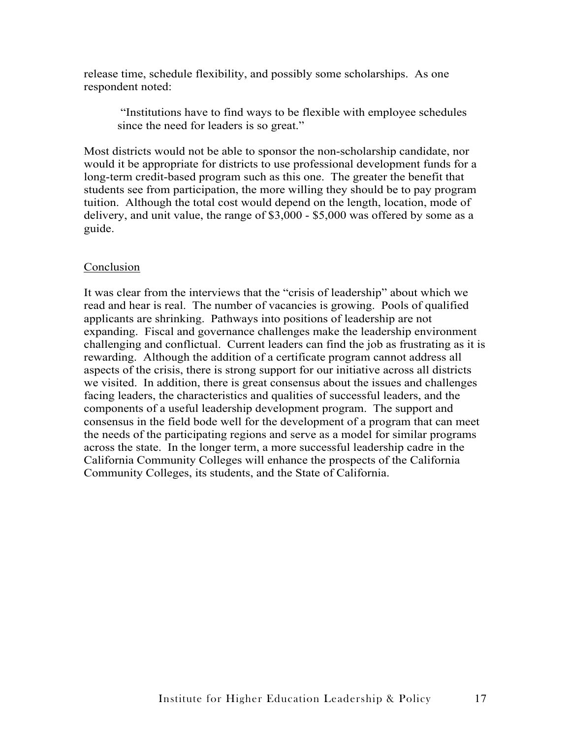release time, schedule flexibility, and possibly some scholarships. As one respondent noted:

> "Institutions have to find ways to be flexible with employee schedules since the need for leaders is so great."

Most districts would not be able to sponsor the non-scholarship candidate, nor would it be appropriate for districts to use professional development funds for a long-term credit-based program such as this one. The greater the benefit that students see from participation, the more willing they should be to pay program tuition. Although the total cost would depend on the length, location, mode of delivery, and unit value, the range of $3,000 - $5,000 was offered by some as a guide.

## Conclusion

It was clear from the interviews that the "crisis of leadership" about which we read and hear is real. The number of vacancies is growing. Pools of qualified applicants are shrinking. Pathways into positions of leadership are not expanding. Fiscal and governance challenges make the leadership environment challenging and conflictual. Current leaders can find the job as frustrating as it is rewarding. Although the addition of a certificate program cannot address all aspects of the crisis, there is strong support for our initiative across all districts we visited. In addition, there is great consensus about the issues and challenges facing leaders, the characteristics and qualities of successful leaders, and the components of a useful leadership development program. The support and consensus in the field bode well for the development of a program that can meet the needs of the participating regions and serve as a model for similar programs across the state. In the longer term, a more successful leadership cadre in the California Community Colleges will enhance the prospects of the California Community Colleges, its students, and the State of California.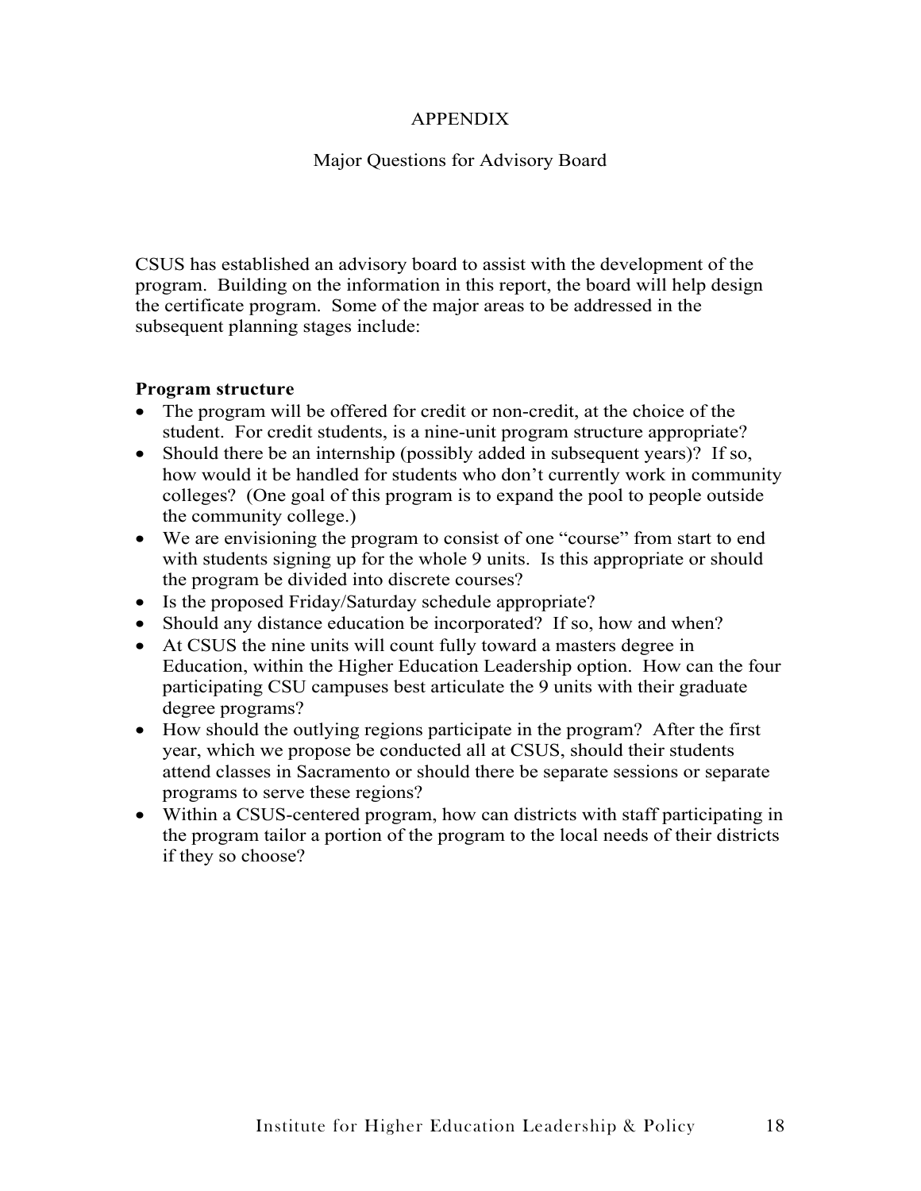# APPENDIX

## Major Questions for Advisory Board

CSUS has established an advisory board to assist with the development of the program. Building on the information in this report, the board will help design the certificate program. Some of the major areas to be addressed in the subsequent planning stages include:

**Program structure**

- The program will be offered for credit or non-credit, at the choice of the student. For credit students, is a nine-unit program structure appropriate?
- Should there be an internship (possibly added in subsequent years)? If so, how would it be handled for students who don't currently work in community colleges? (One goal of this program is to expand the pool to people outside the community college.)
- We are envisioning the program to consist of one "course" from start to end with students signing up for the whole 9 units. Is this appropriate or should the program be divided into discrete courses?
- Is the proposed Friday/Saturday schedule appropriate?
- Should any distance education be incorporated? If so, how and when?
- At CSUS the nine units will count fully toward a masters degree in Education, within the Higher Education Leadership option. How can the four participating CSU campuses best articulate the 9 units with their graduate degree programs?
- How should the outlying regions participate in the program? After the first year, which we propose be conducted all at CSUS, should their students attend classes in Sacramento or should there be separate sessions or separate programs to serve these regions?
- Within a CSUS-centered program, how can districts with staff participating in the program tailor a portion of the program to the local needs of their districts if they so choose?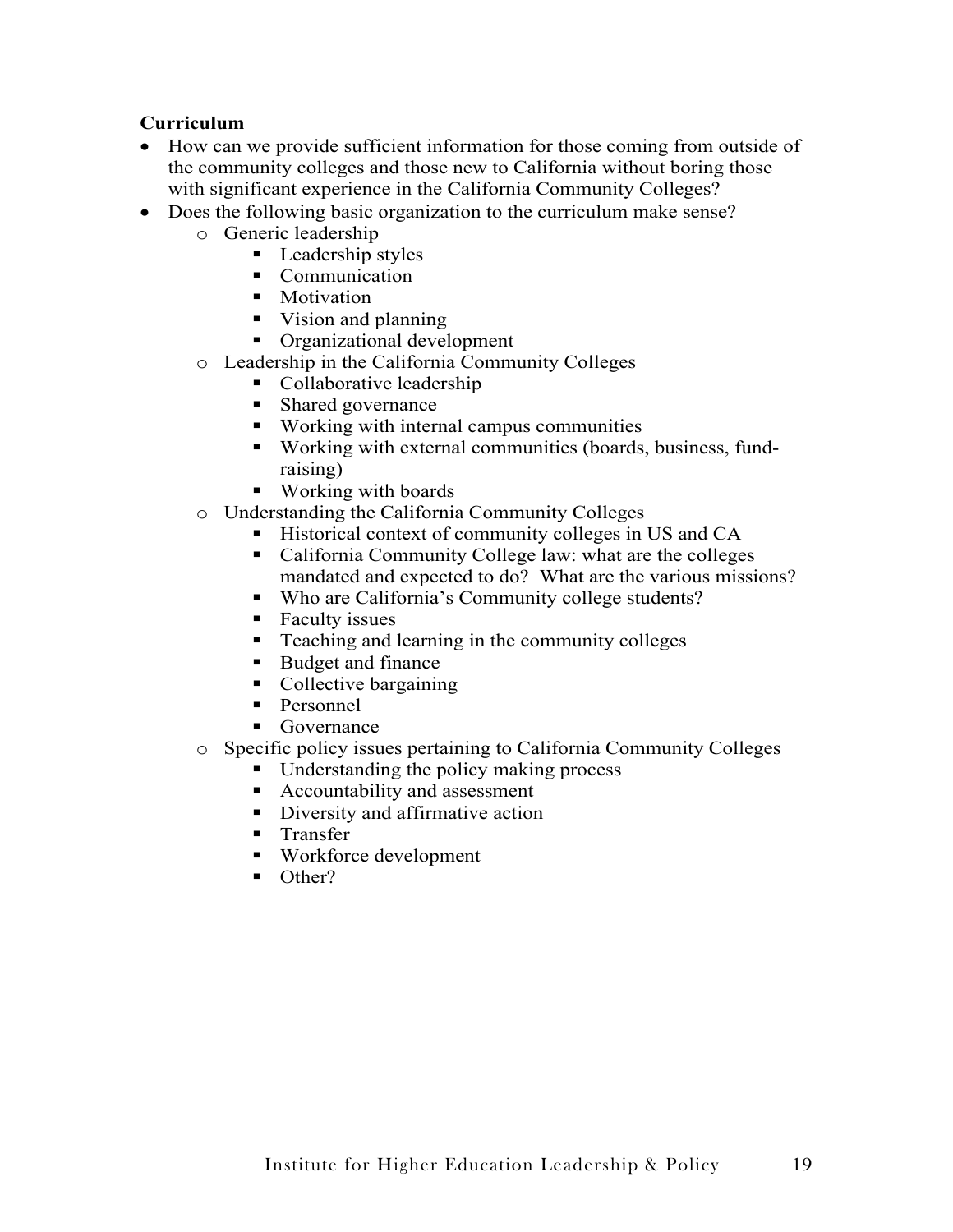**Curriculum**

- How can we provide sufficient information for those coming from outside of the community colleges and those new to California without boring those with significant experience in the California Community Colleges?
- Does the following basic organization to the curriculum make sense?
  - Generic leadership
    - Leadership styles
    - Communication
    - Motivation
    - Vision and planning
    - Organizational development
  - Leadership in the California Community Colleges
    - Collaborative leadership
    - Shared governance
    - Working with internal campus communities
    - Working with external communities (boards, business, fund-raising)
    - Working with boards
  - Understanding the California Community Colleges
    - Historical context of community colleges in US and CA
    - California Community College law: what are the colleges mandated and expected to do? What are the various missions?
    - Who are California's Community college students?
    - Faculty issues
    - Teaching and learning in the community colleges
    - Budget and finance
    - Collective bargaining
    - Personnel
    - Governance
  - Specific policy issues pertaining to California Community Colleges
    - Understanding the policy making process
    - Accountability and assessment
    - Diversity and affirmative action
    - Transfer
    - Workforce development
    - Other?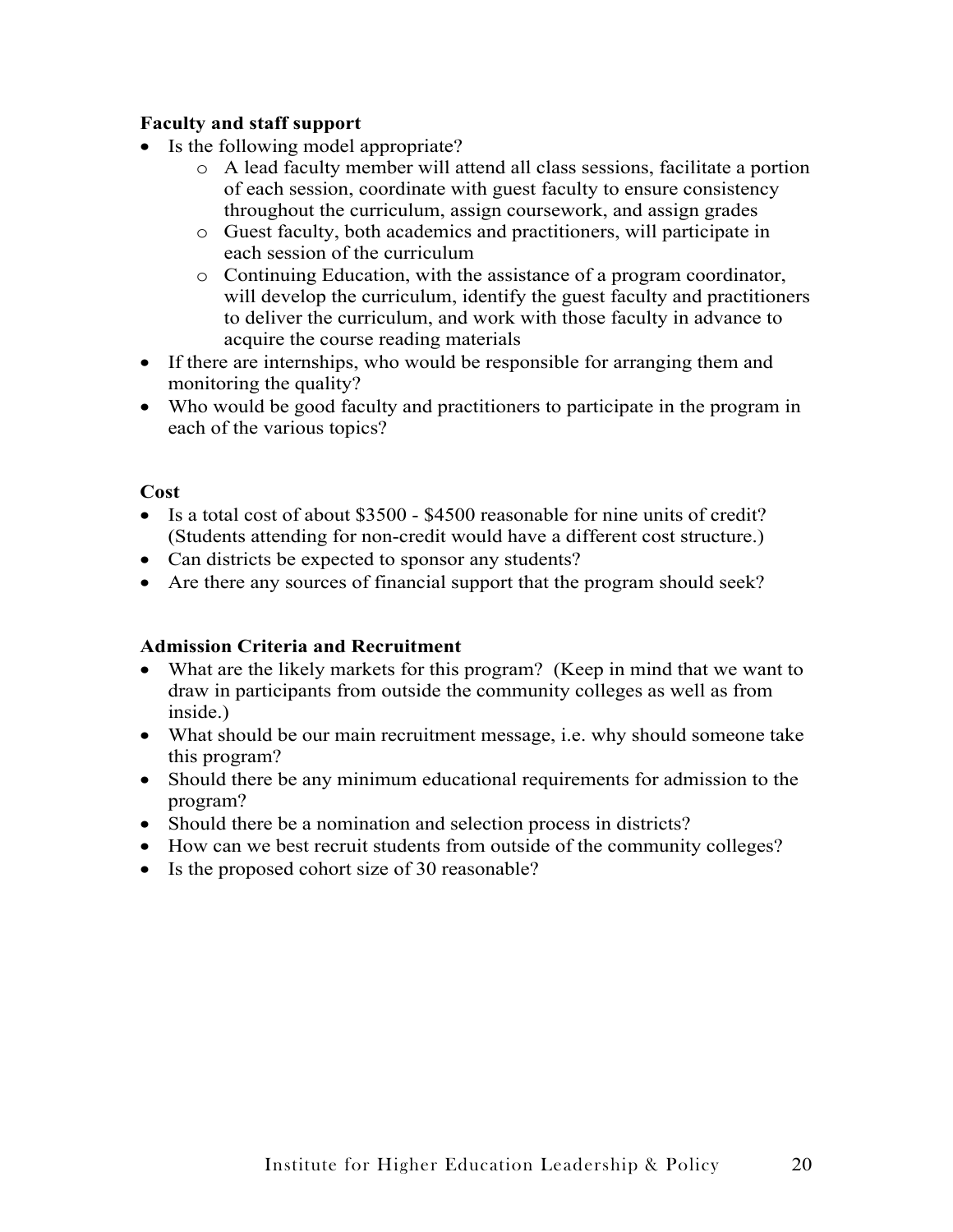**Faculty and staff support**

- Is the following model appropriate?
  - A lead faculty member will attend all class sessions, facilitate a portion of each session, coordinate with guest faculty to ensure consistency throughout the curriculum, assign coursework, and assign grades
  - Guest faculty, both academics and practitioners, will participate in each session of the curriculum
  - Continuing Education, with the assistance of a program coordinator, will develop the curriculum, identify the guest faculty and practitioners to deliver the curriculum, and work with those faculty in advance to acquire the course reading materials
- If there are internships, who would be responsible for arranging them and monitoring the quality?
- Who would be good faculty and practitioners to participate in the program in each of the various topics?

**Cost**

- Is a total cost of about $3500 - $4500 reasonable for nine units of credit? (Students attending for non-credit would have a different cost structure.)
- Can districts be expected to sponsor any students?
- Are there any sources of financial support that the program should seek?

**Admission Criteria and Recruitment**

- What are the likely markets for this program? (Keep in mind that we want to draw in participants from outside the community colleges as well as from inside.)
- What should be our main recruitment message, i.e. why should someone take this program?
- Should there be any minimum educational requirements for admission to the program?
- Should there be a nomination and selection process in districts?
- How can we best recruit students from outside of the community colleges?
- Is the proposed cohort size of 30 reasonable?